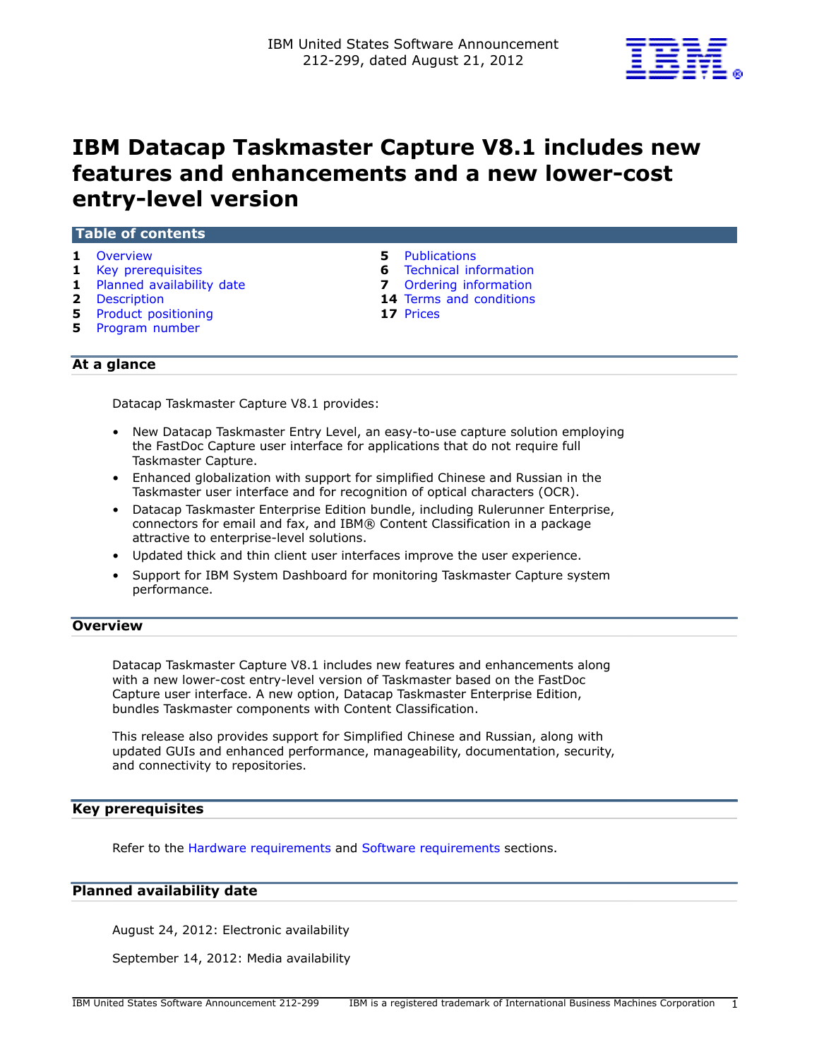IBM United States Software Announcement
212-299, dated August 21, 2012

# IBM Datacap Taskmaster Capture V8.1 includes new features and enhancements and a new lower-cost entry-level version

## Table of contents

| | | | |
|---|---|---|---|
| **1** | Overview | **5** | Publications |
| **1** | Key prerequisites | **6** | Technical information |
| **1** | Planned availability date | **7** | Ordering information |
| **2** | Description | **14** | Terms and conditions |
| **5** | Product positioning | **17** | Prices |
| **5** | Program number | | |

## At a glance

Datacap Taskmaster Capture V8.1 provides:

- New Datacap Taskmaster Entry Level, an easy-to-use capture solution employing the FastDoc Capture user interface for applications that do not require full Taskmaster Capture.
- Enhanced globalization with support for simplified Chinese and Russian in the Taskmaster user interface and for recognition of optical characters (OCR).
- Datacap Taskmaster Enterprise Edition bundle, including Rulerunner Enterprise, connectors for email and fax, and IBM® Content Classification in a package attractive to enterprise-level solutions.
- Updated thick and thin client user interfaces improve the user experience.
- Support for IBM System Dashboard for monitoring Taskmaster Capture system performance.

## Overview

Datacap Taskmaster Capture V8.1 includes new features and enhancements along with a new lower-cost entry-level version of Taskmaster based on the FastDoc Capture user interface. A new option, Datacap Taskmaster Enterprise Edition, bundles Taskmaster components with Content Classification.

This release also provides support for Simplified Chinese and Russian, along with updated GUIs and enhanced performance, manageability, documentation, security, and connectivity to repositories.

## Key prerequisites

Refer to the Hardware requirements and Software requirements sections.

## Planned availability date

August 24, 2012: Electronic availability

September 14, 2012: Media availability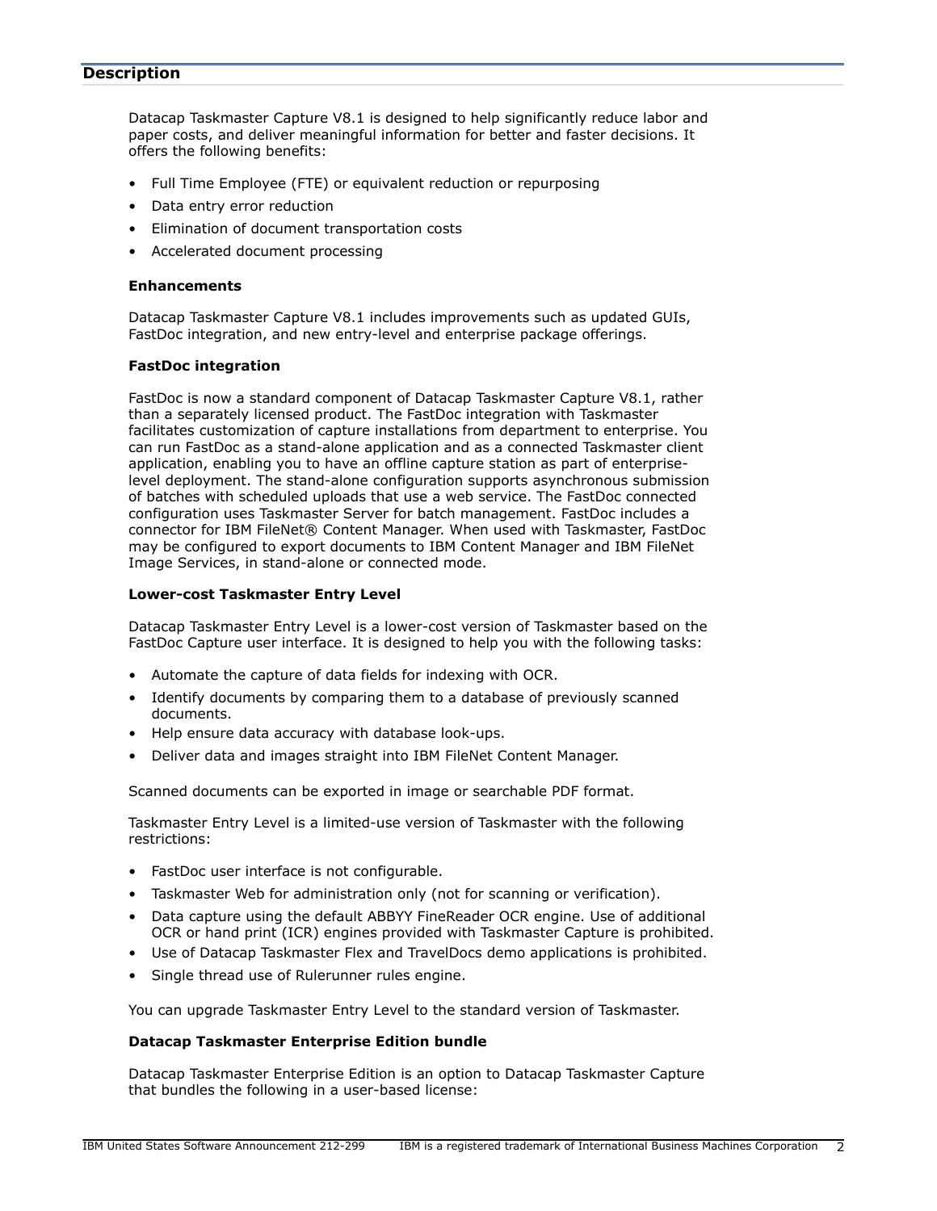## Description

Datacap Taskmaster Capture V8.1 is designed to help significantly reduce labor and paper costs, and deliver meaningful information for better and faster decisions. It offers the following benefits:

- Full Time Employee (FTE) or equivalent reduction or repurposing
- Data entry error reduction
- Elimination of document transportation costs
- Accelerated document processing

### Enhancements

Datacap Taskmaster Capture V8.1 includes improvements such as updated GUIs, FastDoc integration, and new entry-level and enterprise package offerings.

### FastDoc integration

FastDoc is now a standard component of Datacap Taskmaster Capture V8.1, rather than a separately licensed product. The FastDoc integration with Taskmaster facilitates customization of capture installations from department to enterprise. You can run FastDoc as a stand-alone application and as a connected Taskmaster client application, enabling you to have an offline capture station as part of enterprise-level deployment. The stand-alone configuration supports asynchronous submission of batches with scheduled uploads that use a web service. The FastDoc connected configuration uses Taskmaster Server for batch management. FastDoc includes a connector for IBM FileNet® Content Manager. When used with Taskmaster, FastDoc may be configured to export documents to IBM Content Manager and IBM FileNet Image Services, in stand-alone or connected mode.

### Lower-cost Taskmaster Entry Level

Datacap Taskmaster Entry Level is a lower-cost version of Taskmaster based on the FastDoc Capture user interface. It is designed to help you with the following tasks:

- Automate the capture of data fields for indexing with OCR.
- Identify documents by comparing them to a database of previously scanned documents.
- Help ensure data accuracy with database look-ups.
- Deliver data and images straight into IBM FileNet Content Manager.

Scanned documents can be exported in image or searchable PDF format.

Taskmaster Entry Level is a limited-use version of Taskmaster with the following restrictions:

- FastDoc user interface is not configurable.
- Taskmaster Web for administration only (not for scanning or verification).
- Data capture using the default ABBYY FineReader OCR engine. Use of additional OCR or hand print (ICR) engines provided with Taskmaster Capture is prohibited.
- Use of Datacap Taskmaster Flex and TravelDocs demo applications is prohibited.
- Single thread use of Rulerunner rules engine.

You can upgrade Taskmaster Entry Level to the standard version of Taskmaster.

### Datacap Taskmaster Enterprise Edition bundle

Datacap Taskmaster Enterprise Edition is an option to Datacap Taskmaster Capture that bundles the following in a user-based license: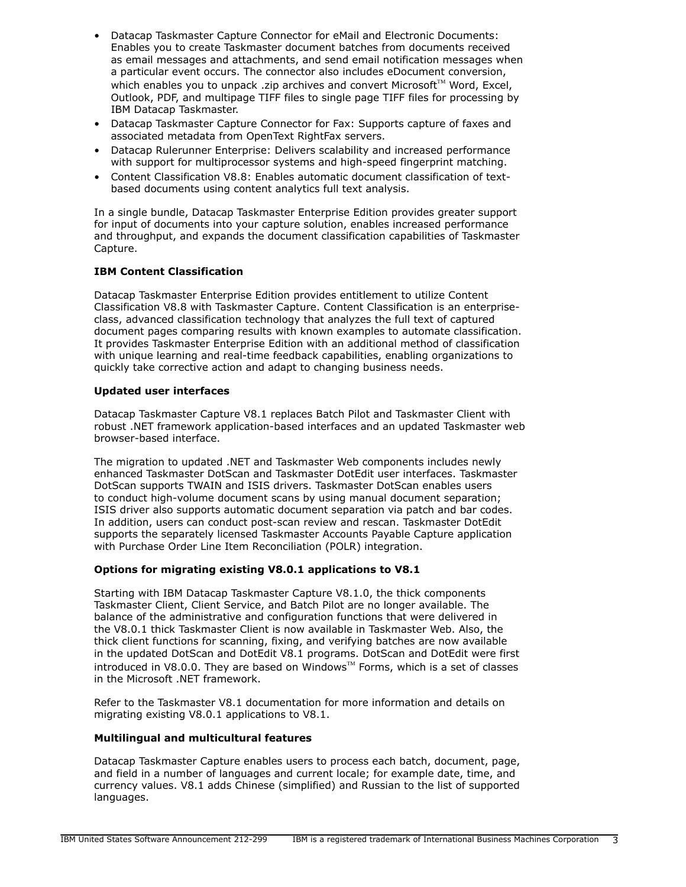- Datacap Taskmaster Capture Connector for eMail and Electronic Documents: Enables you to create Taskmaster document batches from documents received as email messages and attachments, and send email notification messages when a particular event occurs. The connector also includes eDocument conversion, which enables you to unpack .zip archives and convert Microsoft™ Word, Excel, Outlook, PDF, and multipage TIFF files to single page TIFF files for processing by IBM Datacap Taskmaster.
- Datacap Taskmaster Capture Connector for Fax: Supports capture of faxes and associated metadata from OpenText RightFax servers.
- Datacap Rulerunner Enterprise: Delivers scalability and increased performance with support for multiprocessor systems and high-speed fingerprint matching.
- Content Classification V8.8: Enables automatic document classification of text-based documents using content analytics full text analysis.

In a single bundle, Datacap Taskmaster Enterprise Edition provides greater support for input of documents into your capture solution, enables increased performance and throughput, and expands the document classification capabilities of Taskmaster Capture.

**IBM Content Classification**

Datacap Taskmaster Enterprise Edition provides entitlement to utilize Content Classification V8.8 with Taskmaster Capture. Content Classification is an enterprise-class, advanced classification technology that analyzes the full text of captured document pages comparing results with known examples to automate classification. It provides Taskmaster Enterprise Edition with an additional method of classification with unique learning and real-time feedback capabilities, enabling organizations to quickly take corrective action and adapt to changing business needs.

**Updated user interfaces**

Datacap Taskmaster Capture V8.1 replaces Batch Pilot and Taskmaster Client with robust .NET framework application-based interfaces and an updated Taskmaster web browser-based interface.

The migration to updated .NET and Taskmaster Web components includes newly enhanced Taskmaster DotScan and Taskmaster DotEdit user interfaces. Taskmaster DotScan supports TWAIN and ISIS drivers. Taskmaster DotScan enables users to conduct high-volume document scans by using manual document separation; ISIS driver also supports automatic document separation via patch and bar codes. In addition, users can conduct post-scan review and rescan. Taskmaster DotEdit supports the separately licensed Taskmaster Accounts Payable Capture application with Purchase Order Line Item Reconciliation (POLR) integration.

**Options for migrating existing V8.0.1 applications to V8.1**

Starting with IBM Datacap Taskmaster Capture V8.1.0, the thick components Taskmaster Client, Client Service, and Batch Pilot are no longer available. The balance of the administrative and configuration functions that were delivered in the V8.0.1 thick Taskmaster Client is now available in Taskmaster Web. Also, the thick client functions for scanning, fixing, and verifying batches are now available in the updated DotScan and DotEdit V8.1 programs. DotScan and DotEdit were first introduced in V8.0.0. They are based on Windows™ Forms, which is a set of classes in the Microsoft .NET framework.

Refer to the Taskmaster V8.1 documentation for more information and details on migrating existing V8.0.1 applications to V8.1.

**Multilingual and multicultural features**

Datacap Taskmaster Capture enables users to process each batch, document, page, and field in a number of languages and current locale; for example date, time, and currency values. V8.1 adds Chinese (simplified) and Russian to the list of supported languages.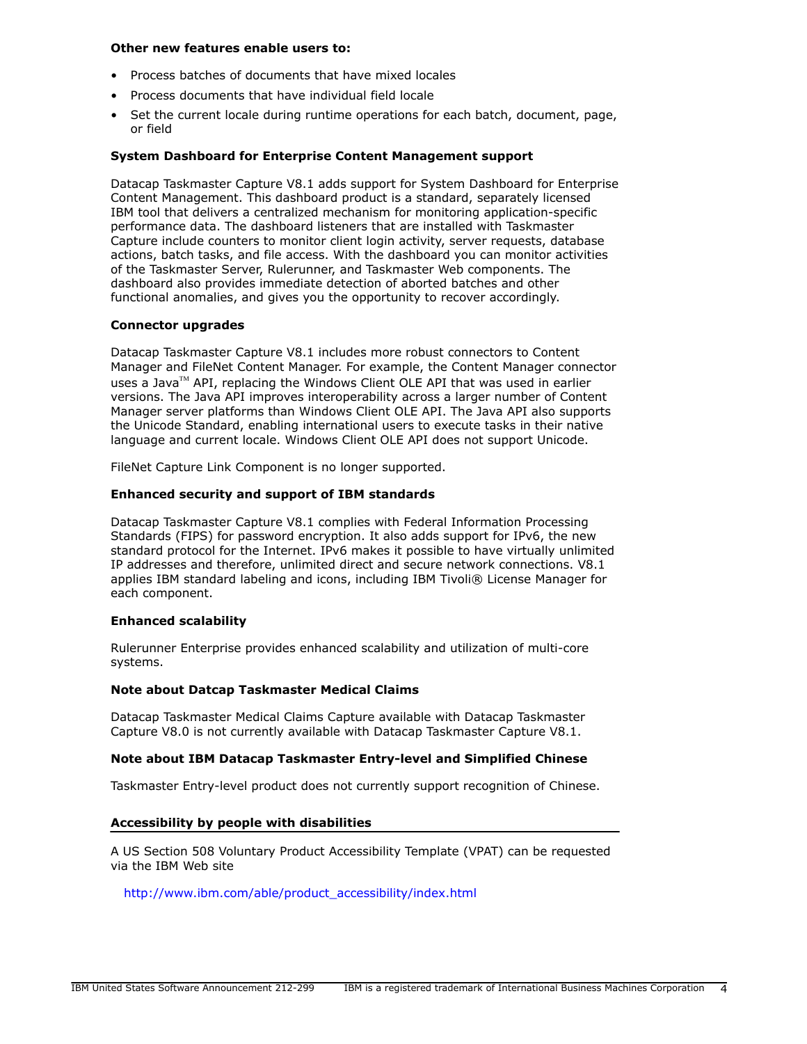**Other new features enable users to:**

- Process batches of documents that have mixed locales
- Process documents that have individual field locale
- Set the current locale during runtime operations for each batch, document, page, or field

**System Dashboard for Enterprise Content Management support**

Datacap Taskmaster Capture V8.1 adds support for System Dashboard for Enterprise Content Management. This dashboard product is a standard, separately licensed IBM tool that delivers a centralized mechanism for monitoring application-specific performance data. The dashboard listeners that are installed with Taskmaster Capture include counters to monitor client login activity, server requests, database actions, batch tasks, and file access. With the dashboard you can monitor activities of the Taskmaster Server, Rulerunner, and Taskmaster Web components. The dashboard also provides immediate detection of aborted batches and other functional anomalies, and gives you the opportunity to recover accordingly.

**Connector upgrades**

Datacap Taskmaster Capture V8.1 includes more robust connectors to Content Manager and FileNet Content Manager. For example, the Content Manager connector uses a Java™ API, replacing the Windows Client OLE API that was used in earlier versions. The Java API improves interoperability across a larger number of Content Manager server platforms than Windows Client OLE API. The Java API also supports the Unicode Standard, enabling international users to execute tasks in their native language and current locale. Windows Client OLE API does not support Unicode.

FileNet Capture Link Component is no longer supported.

**Enhanced security and support of IBM standards**

Datacap Taskmaster Capture V8.1 complies with Federal Information Processing Standards (FIPS) for password encryption. It also adds support for IPv6, the new standard protocol for the Internet. IPv6 makes it possible to have virtually unlimited IP addresses and therefore, unlimited direct and secure network connections. V8.1 applies IBM standard labeling and icons, including IBM Tivoli® License Manager for each component.

**Enhanced scalability**

Rulerunner Enterprise provides enhanced scalability and utilization of multi-core systems.

**Note about Datcap Taskmaster Medical Claims**

Datacap Taskmaster Medical Claims Capture available with Datacap Taskmaster Capture V8.0 is not currently available with Datacap Taskmaster Capture V8.1.

**Note about IBM Datacap Taskmaster Entry-level and Simplified Chinese**

Taskmaster Entry-level product does not currently support recognition of Chinese.

## Accessibility by people with disabilities

A US Section 508 Voluntary Product Accessibility Template (VPAT) can be requested via the IBM Web site

http://www.ibm.com/able/product_accessibility/index.html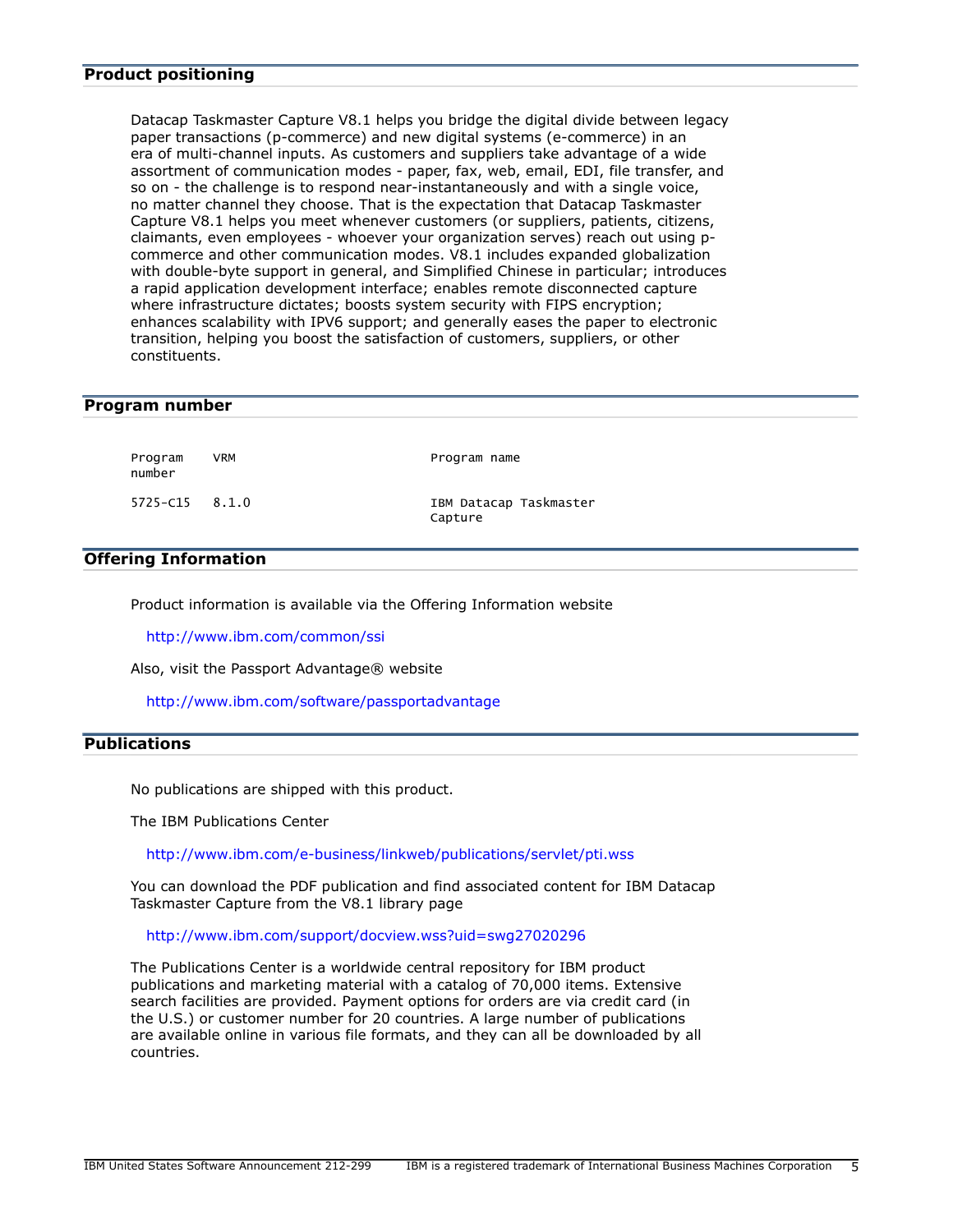## Product positioning

Datacap Taskmaster Capture V8.1 helps you bridge the digital divide between legacy paper transactions (p-commerce) and new digital systems (e-commerce) in an era of multi-channel inputs. As customers and suppliers take advantage of a wide assortment of communication modes - paper, fax, web, email, EDI, file transfer, and so on - the challenge is to respond near-instantaneously and with a single voice, no matter channel they choose. That is the expectation that Datacap Taskmaster Capture V8.1 helps you meet whenever customers (or suppliers, patients, citizens, claimants, even employees - whoever your organization serves) reach out using p-commerce and other communication modes. V8.1 includes expanded globalization with double-byte support in general, and Simplified Chinese in particular; introduces a rapid application development interface; enables remote disconnected capture where infrastructure dictates; boosts system security with FIPS encryption; enhances scalability with IPV6 support; and generally eases the paper to electronic transition, helping you boost the satisfaction of customers, suppliers, or other constituents.

## Program number

| Program number | VRM | Program name |
|---|---|---|
| 5725-C15 | 8.1.0 | IBM Datacap Taskmaster Capture |

## Offering Information

Product information is available via the Offering Information website

http://www.ibm.com/common/ssi

Also, visit the Passport Advantage® website

http://www.ibm.com/software/passportadvantage

## Publications

No publications are shipped with this product.

The IBM Publications Center

http://www.ibm.com/e-business/linkweb/publications/servlet/pti.wss

You can download the PDF publication and find associated content for IBM Datacap Taskmaster Capture from the V8.1 library page

http://www.ibm.com/support/docview.wss?uid=swg27020296

The Publications Center is a worldwide central repository for IBM product publications and marketing material with a catalog of 70,000 items. Extensive search facilities are provided. Payment options for orders are via credit card (in the U.S.) or customer number for 20 countries. A large number of publications are available online in various file formats, and they can all be downloaded by all countries.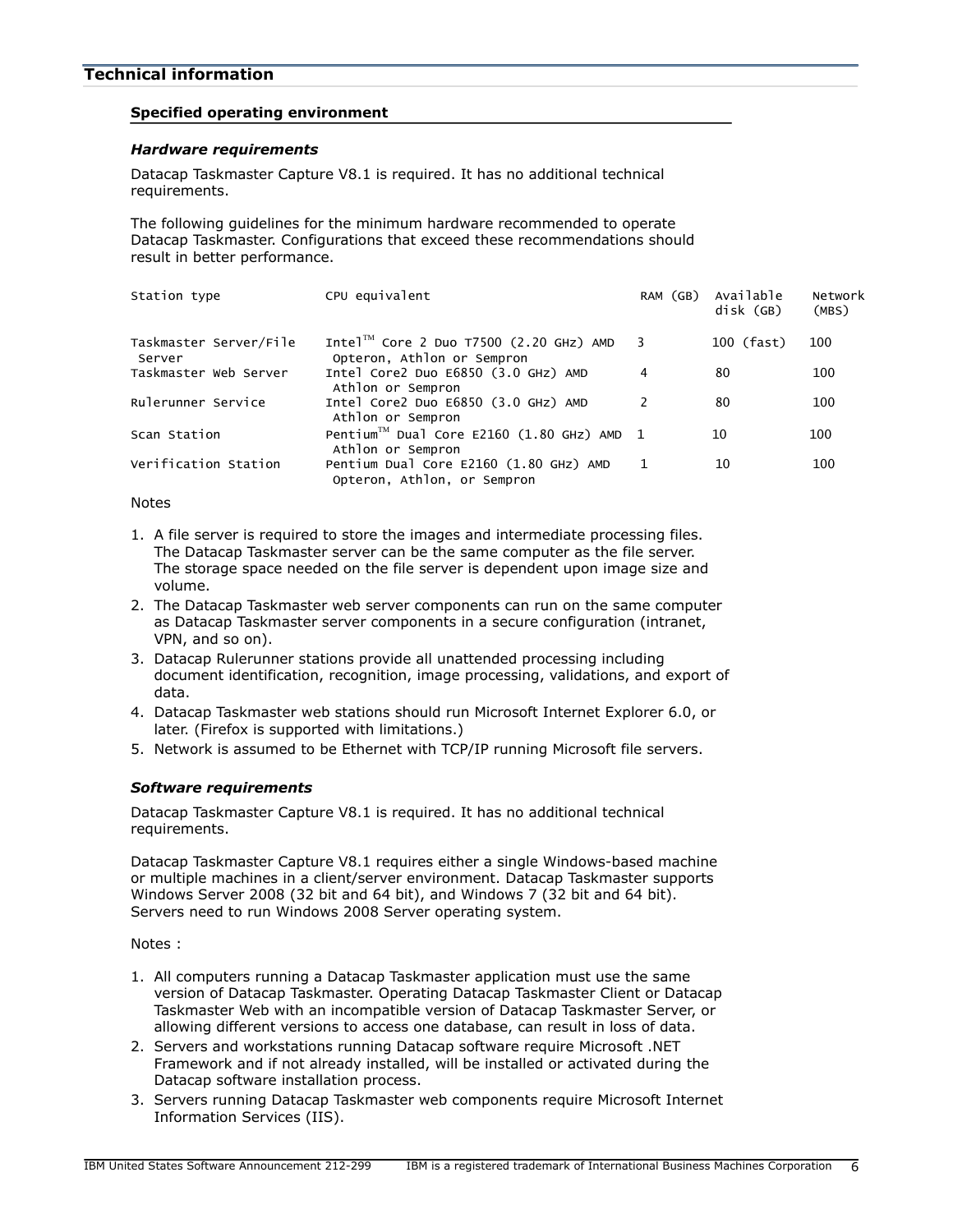## Technical information

### Specified operating environment

#### *Hardware requirements*

Datacap Taskmaster Capture V8.1 is required. It has no additional technical requirements.

The following guidelines for the minimum hardware recommended to operate Datacap Taskmaster. Configurations that exceed these recommendations should result in better performance.

| Station type | CPU equivalent | RAM (GB) | Available disk (GB) | Network (MBS) |
|---|---|---|---|---|
| Taskmaster Server/File Server | Intel™ Core 2 Duo T7500 (2.20 GHz) AMD Opteron, Athlon or Sempron | 3 | 100 (fast) | 100 |
| Taskmaster Web Server | Intel Core2 Duo E6850 (3.0 GHz) AMD Athlon or Sempron | 4 | 80 | 100 |
| Rulerunner Service | Intel Core2 Duo E6850 (3.0 GHz) AMD Athlon or Sempron | 2 | 80 | 100 |
| Scan Station | Pentium™ Dual Core E2160 (1.80 GHz) AMD Athlon or Sempron | 1 | 10 | 100 |
| Verification Station | Pentium Dual Core E2160 (1.80 GHz) AMD Opteron, Athlon, or Sempron | 1 | 10 | 100 |

Notes

1. A file server is required to store the images and intermediate processing files. The Datacap Taskmaster server can be the same computer as the file server. The storage space needed on the file server is dependent upon image size and volume.
2. The Datacap Taskmaster web server components can run on the same computer as Datacap Taskmaster server components in a secure configuration (intranet, VPN, and so on).
3. Datacap Rulerunner stations provide all unattended processing including document identification, recognition, image processing, validations, and export of data.
4. Datacap Taskmaster web stations should run Microsoft Internet Explorer 6.0, or later. (Firefox is supported with limitations.)
5. Network is assumed to be Ethernet with TCP/IP running Microsoft file servers.

#### *Software requirements*

Datacap Taskmaster Capture V8.1 is required. It has no additional technical requirements.

Datacap Taskmaster Capture V8.1 requires either a single Windows-based machine or multiple machines in a client/server environment. Datacap Taskmaster supports Windows Server 2008 (32 bit and 64 bit), and Windows 7 (32 bit and 64 bit). Servers need to run Windows 2008 Server operating system.

Notes :

1. All computers running a Datacap Taskmaster application must use the same version of Datacap Taskmaster. Operating Datacap Taskmaster Client or Datacap Taskmaster Web with an incompatible version of Datacap Taskmaster Server, or allowing different versions to access one database, can result in loss of data.
2. Servers and workstations running Datacap software require Microsoft .NET Framework and if not already installed, will be installed or activated during the Datacap software installation process.
3. Servers running Datacap Taskmaster web components require Microsoft Internet Information Services (IIS).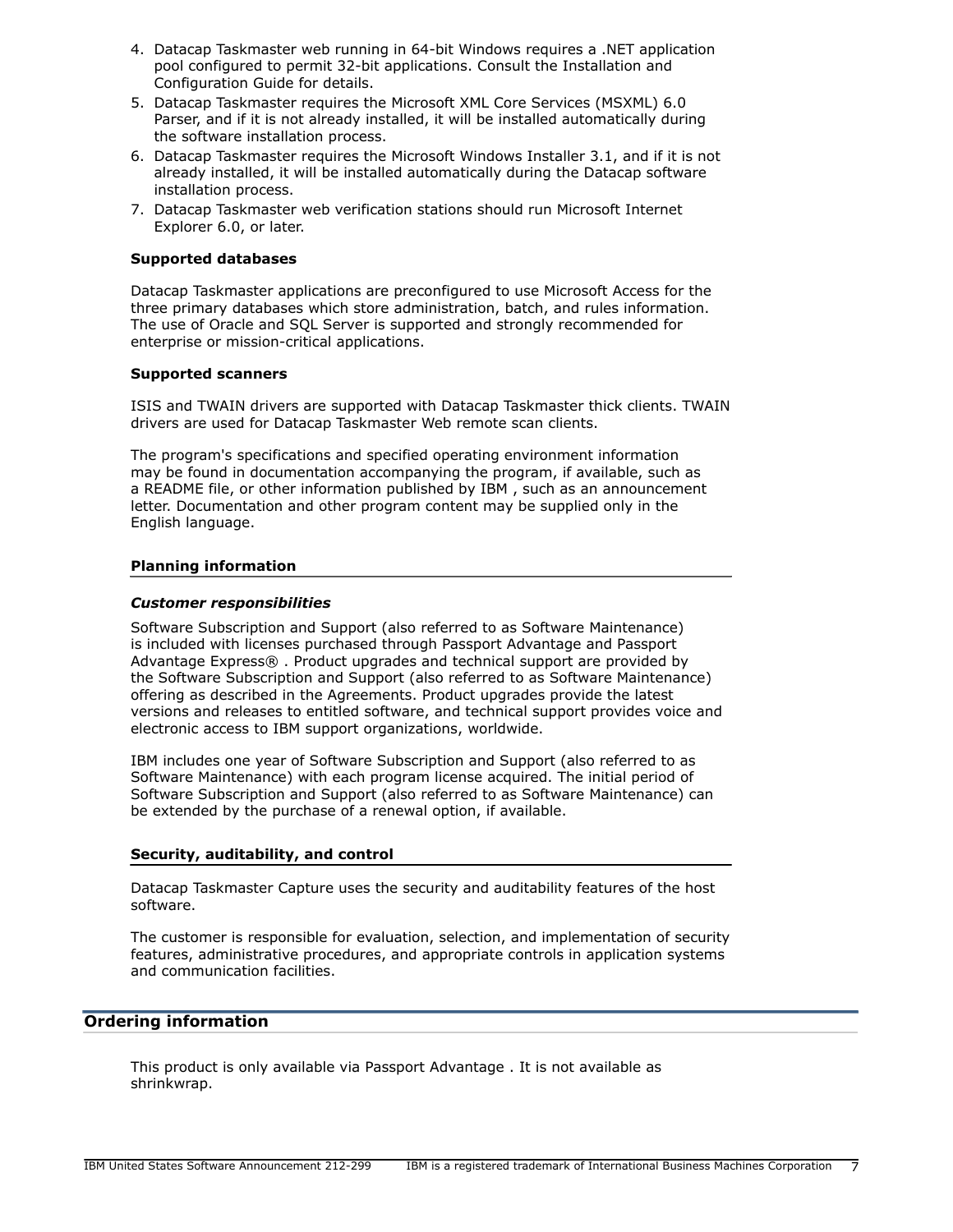4. Datacap Taskmaster web running in 64-bit Windows requires a .NET application pool configured to permit 32-bit applications. Consult the Installation and Configuration Guide for details.
5. Datacap Taskmaster requires the Microsoft XML Core Services (MSXML) 6.0 Parser, and if it is not already installed, it will be installed automatically during the software installation process.
6. Datacap Taskmaster requires the Microsoft Windows Installer 3.1, and if it is not already installed, it will be installed automatically during the Datacap software installation process.
7. Datacap Taskmaster web verification stations should run Microsoft Internet Explorer 6.0, or later.

**Supported databases**

Datacap Taskmaster applications are preconfigured to use Microsoft Access for the three primary databases which store administration, batch, and rules information. The use of Oracle and SQL Server is supported and strongly recommended for enterprise or mission-critical applications.

**Supported scanners**

ISIS and TWAIN drivers are supported with Datacap Taskmaster thick clients. TWAIN drivers are used for Datacap Taskmaster Web remote scan clients.

The program's specifications and specified operating environment information may be found in documentation accompanying the program, if available, such as a README file, or other information published by IBM , such as an announcement letter. Documentation and other program content may be supplied only in the English language.

### Planning information

***Customer responsibilities***

Software Subscription and Support (also referred to as Software Maintenance) is included with licenses purchased through Passport Advantage and Passport Advantage Express® . Product upgrades and technical support are provided by the Software Subscription and Support (also referred to as Software Maintenance) offering as described in the Agreements. Product upgrades provide the latest versions and releases to entitled software, and technical support provides voice and electronic access to IBM support organizations, worldwide.

IBM includes one year of Software Subscription and Support (also referred to as Software Maintenance) with each program license acquired. The initial period of Software Subscription and Support (also referred to as Software Maintenance) can be extended by the purchase of a renewal option, if available.

### Security, auditability, and control

Datacap Taskmaster Capture uses the security and auditability features of the host software.

The customer is responsible for evaluation, selection, and implementation of security features, administrative procedures, and appropriate controls in application systems and communication facilities.

## Ordering information

This product is only available via Passport Advantage . It is not available as shrinkwrap.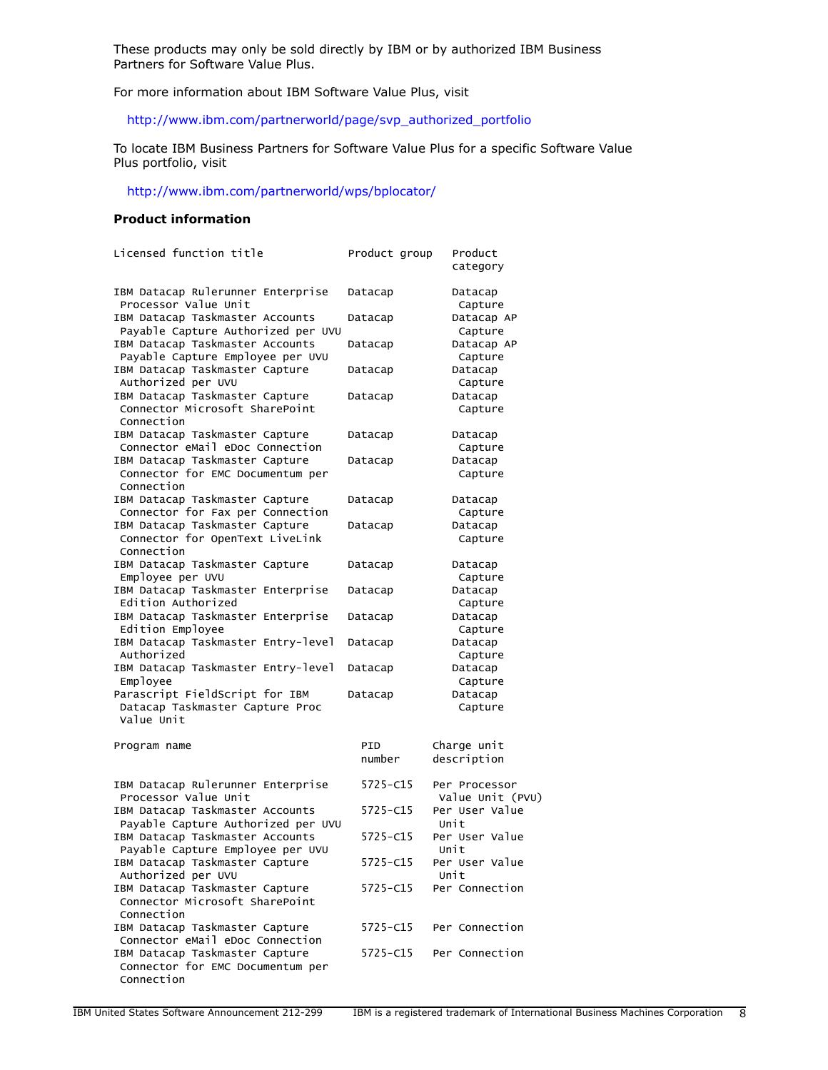These products may only be sold directly by IBM or by authorized IBM Business Partners for Software Value Plus.

For more information about IBM Software Value Plus, visit

http://www.ibm.com/partnerworld/page/svp_authorized_portfolio

To locate IBM Business Partners for Software Value Plus for a specific Software Value Plus portfolio, visit

http://www.ibm.com/partnerworld/wps/bplocator/

### Product information

| Licensed function title | Product group | Product category |
|---|---|---|
| IBM Datacap Rulerunner Enterprise Processor Value Unit | Datacap | Datacap Capture |
| IBM Datacap Taskmaster Accounts Payable Capture Authorized per UVU | Datacap | Datacap AP Capture |
| IBM Datacap Taskmaster Accounts Payable Capture Employee per UVU | Datacap | Datacap AP Capture |
| IBM Datacap Taskmaster Capture Authorized per UVU | Datacap | Datacap Capture |
| IBM Datacap Taskmaster Capture Connector Microsoft SharePoint Connection | Datacap | Datacap Capture |
| IBM Datacap Taskmaster Capture Connector eMail eDoc Connection | Datacap | Datacap Capture |
| IBM Datacap Taskmaster Capture Connector for EMC Documentum per Connection | Datacap | Datacap Capture |
| IBM Datacap Taskmaster Capture Connector for Fax per Connection | Datacap | Datacap Capture |
| IBM Datacap Taskmaster Capture Connector for OpenText LiveLink Connection | Datacap | Datacap Capture |
| IBM Datacap Taskmaster Capture Employee per UVU | Datacap | Datacap Capture |
| IBM Datacap Taskmaster Enterprise Edition Authorized | Datacap | Datacap Capture |
| IBM Datacap Taskmaster Enterprise Edition Employee | Datacap | Datacap Capture |
| IBM Datacap Taskmaster Entry-level Authorized | Datacap | Datacap Capture |
| IBM Datacap Taskmaster Entry-level Employee | Datacap | Datacap Capture |
| Parascript FieldScript for IBM Datacap Taskmaster Capture Proc Value Unit | Datacap | Datacap Capture |

| Program name | PID number | Charge unit description |
|---|---|---|
| IBM Datacap Rulerunner Enterprise Processor Value Unit | 5725-C15 | Per Processor Value Unit (PVU) |
| IBM Datacap Taskmaster Accounts Payable Capture Authorized per UVU | 5725-C15 | Per User Value Unit |
| IBM Datacap Taskmaster Accounts Payable Capture Employee per UVU | 5725-C15 | Per User Value Unit |
| IBM Datacap Taskmaster Capture Authorized per UVU | 5725-C15 | Per User Value Unit |
| IBM Datacap Taskmaster Capture Connector Microsoft SharePoint Connection | 5725-C15 | Per Connection |
| IBM Datacap Taskmaster Capture Connector eMail eDoc Connection | 5725-C15 | Per Connection |
| IBM Datacap Taskmaster Capture Connector for EMC Documentum per Connection | 5725-C15 | Per Connection |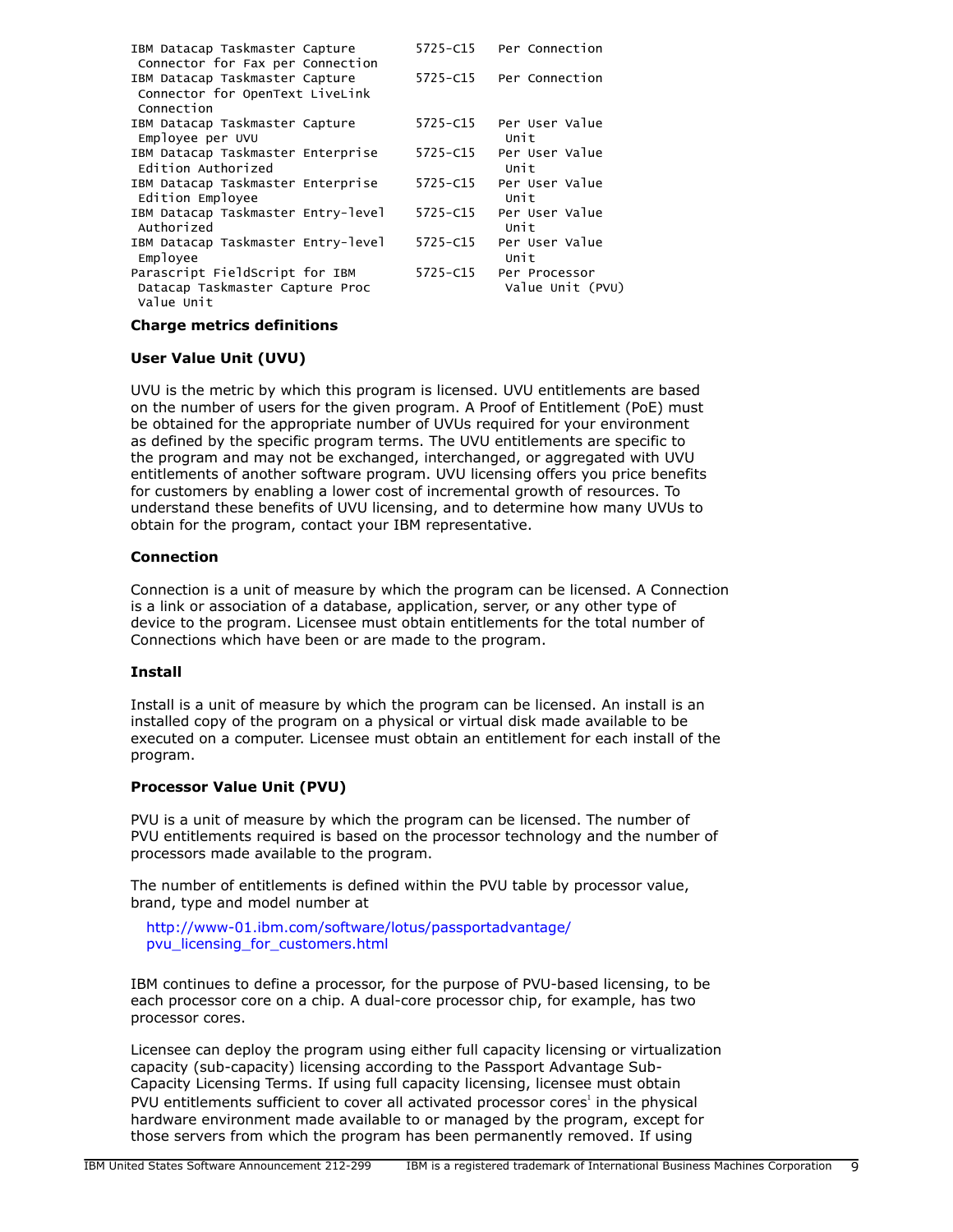| | | |
|---|---|---|
| IBM Datacap Taskmaster Capture Connector for Fax per Connection | 5725-C15 | Per Connection |
| IBM Datacap Taskmaster Capture Connector for OpenText LiveLink Connection | 5725-C15 | Per Connection |
| IBM Datacap Taskmaster Capture Employee per UVU | 5725-C15 | Per User Value Unit |
| IBM Datacap Taskmaster Enterprise Edition Authorized | 5725-C15 | Per User Value Unit |
| IBM Datacap Taskmaster Enterprise Edition Employee | 5725-C15 | Per User Value Unit |
| IBM Datacap Taskmaster Entry-level Authorized | 5725-C15 | Per User Value Unit |
| IBM Datacap Taskmaster Entry-level Employee | 5725-C15 | Per User Value Unit |
| Parascript FieldScript for IBM Datacap Taskmaster Capture Proc Value Unit | 5725-C15 | Per Processor Value Unit (PVU) |

**Charge metrics definitions**

**User Value Unit (UVU)**

UVU is the metric by which this program is licensed. UVU entitlements are based on the number of users for the given program. A Proof of Entitlement (PoE) must be obtained for the appropriate number of UVUs required for your environment as defined by the specific program terms. The UVU entitlements are specific to the program and may not be exchanged, interchanged, or aggregated with UVU entitlements of another software program. UVU licensing offers you price benefits for customers by enabling a lower cost of incremental growth of resources. To understand these benefits of UVU licensing, and to determine how many UVUs to obtain for the program, contact your IBM representative.

**Connection**

Connection is a unit of measure by which the program can be licensed. A Connection is a link or association of a database, application, server, or any other type of device to the program. Licensee must obtain entitlements for the total number of Connections which have been or are made to the program.

**Install**

Install is a unit of measure by which the program can be licensed. An install is an installed copy of the program on a physical or virtual disk made available to be executed on a computer. Licensee must obtain an entitlement for each install of the program.

**Processor Value Unit (PVU)**

PVU is a unit of measure by which the program can be licensed. The number of PVU entitlements required is based on the processor technology and the number of processors made available to the program.

The number of entitlements is defined within the PVU table by processor value, brand, type and model number at

http://www-01.ibm.com/software/lotus/passportadvantage/pvu_licensing_for_customers.html

IBM continues to define a processor, for the purpose of PVU-based licensing, to be each processor core on a chip. A dual-core processor chip, for example, has two processor cores.

Licensee can deploy the program using either full capacity licensing or virtualization capacity (sub-capacity) licensing according to the Passport Advantage Sub-Capacity Licensing Terms. If using full capacity licensing, licensee must obtain PVU entitlements sufficient to cover all activated processor cores[1] in the physical hardware environment made available to or managed by the program, except for those servers from which the program has been permanently removed. If using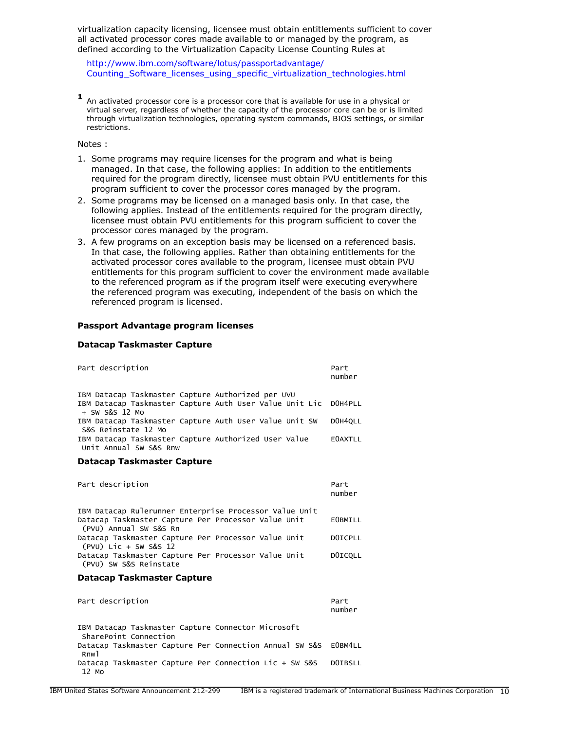virtualization capacity licensing, licensee must obtain entitlements sufficient to cover all activated processor cores made available to or managed by the program, as defined according to the Virtualization Capacity License Counting Rules at

http://www.ibm.com/software/lotus/passportadvantage/Counting_Software_licenses_using_specific_virtualization_technologies.html

[1] An activated processor core is a processor core that is available for use in a physical or virtual server, regardless of whether the capacity of the processor core can be or is limited through virtualization technologies, operating system commands, BIOS settings, or similar restrictions.

Notes :

1. Some programs may require licenses for the program and what is being managed. In that case, the following applies: In addition to the entitlements required for the program directly, licensee must obtain PVU entitlements for this program sufficient to cover the processor cores managed by the program.
2. Some programs may be licensed on a managed basis only. In that case, the following applies. Instead of the entitlements required for the program directly, licensee must obtain PVU entitlements for this program sufficient to cover the processor cores managed by the program.
3. A few programs on an exception basis may be licensed on a referenced basis. In that case, the following applies. Rather than obtaining entitlements for the activated processor cores available to the program, licensee must obtain PVU entitlements for this program sufficient to cover the environment made available to the referenced program as if the program itself were executing everywhere the referenced program was executing, independent of the basis on which the referenced program is licensed.

**Passport Advantage program licenses**

**Datacap Taskmaster Capture**

| Part description | Part number |
|---|---|
| IBM Datacap Taskmaster Capture Authorized per UVU | |
| IBM Datacap Taskmaster Capture Auth User Value Unit Lic + SW S&S 12 Mo | D0H4PLL |
| IBM Datacap Taskmaster Capture Auth User Value Unit SW S&S Reinstate 12 Mo | D0H4QLL |
| IBM Datacap Taskmaster Capture Authorized User Value Unit Annual SW S&S Rnw | E0AXTLL |

**Datacap Taskmaster Capture**

| Part description | Part number |
|---|---|
| IBM Datacap Rulerunner Enterprise Processor Value Unit | |
| Datacap Taskmaster Capture Per Processor Value Unit (PVU) Annual SW S&S Rn | E0BMILL |
| Datacap Taskmaster Capture Per Processor Value Unit (PVU) Lic + SW S&S 12 | D0ICPLL |
| Datacap Taskmaster Capture Per Processor Value Unit (PVU) SW S&S Reinstate | D0ICQLL |

**Datacap Taskmaster Capture**

| Part description | Part number |
|---|---|
| IBM Datacap Taskmaster Capture Connector Microsoft SharePoint Connection | |
| Datacap Taskmaster Capture Per Connection Annual SW S&S Rnwl | E0BM4LL |
| Datacap Taskmaster Capture Per Connection Lic + SW S&S 12 Mo | D0IBSLL |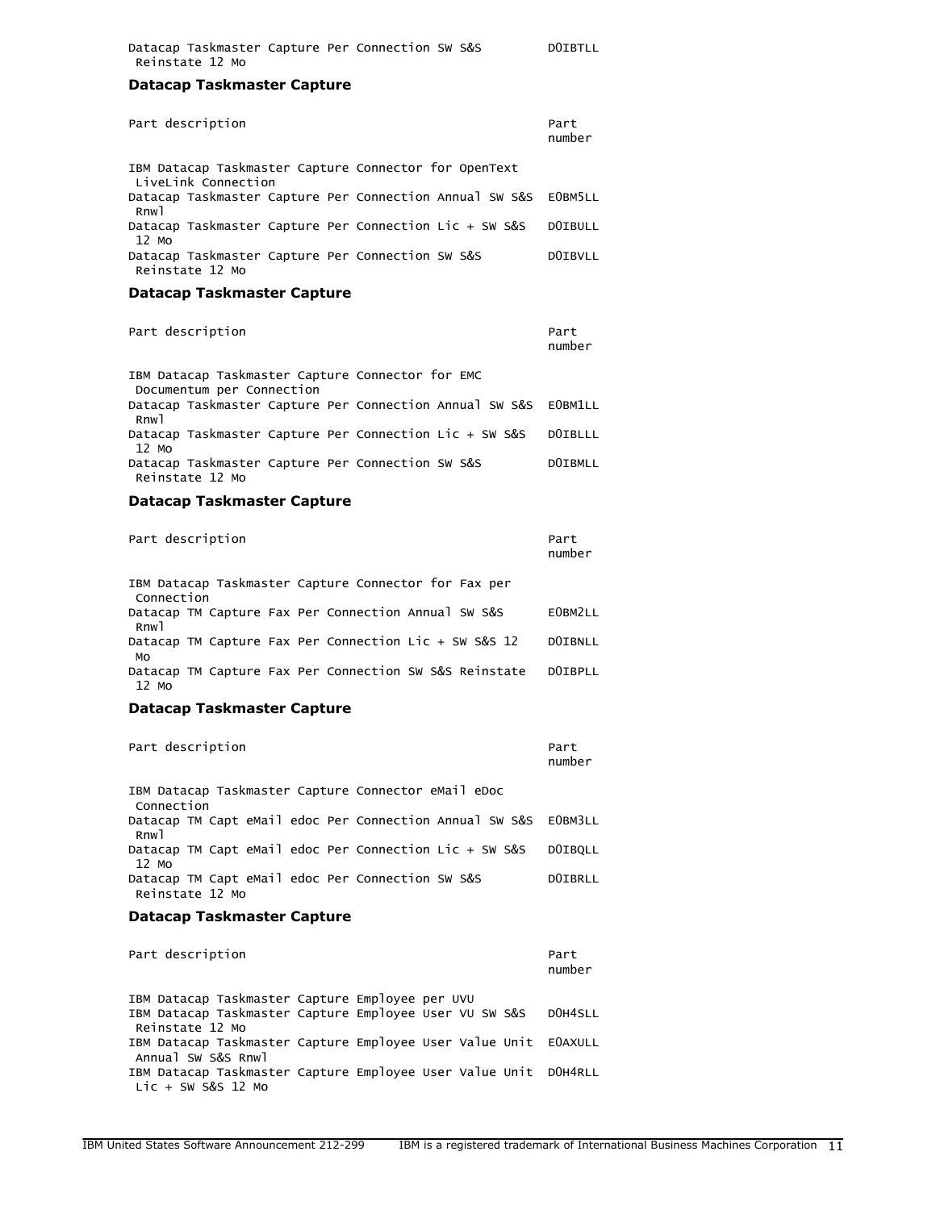| | |
|---|---|
| Datacap Taskmaster Capture Per Connection SW S&S Reinstate 12 Mo | D0IBTLL |

### Datacap Taskmaster Capture

| Part description | Part number |
|---|---|
| IBM Datacap Taskmaster Capture Connector for OpenText LiveLink Connection | |
| Datacap Taskmaster Capture Per Connection Annual SW S&S Rnwl | E0BM5LL |
| Datacap Taskmaster Capture Per Connection Lic + SW S&S 12 Mo | D0IBULL |
| Datacap Taskmaster Capture Per Connection SW S&S Reinstate 12 Mo | D0IBVLL |

### Datacap Taskmaster Capture

| Part description | Part number |
|---|---|
| IBM Datacap Taskmaster Capture Connector for EMC Documentum per Connection | |
| Datacap Taskmaster Capture Per Connection Annual SW S&S Rnwl | E0BM1LL |
| Datacap Taskmaster Capture Per Connection Lic + SW S&S 12 Mo | D0IBLLL |
| Datacap Taskmaster Capture Per Connection SW S&S Reinstate 12 Mo | D0IBMLL |

### Datacap Taskmaster Capture

| Part description | Part number |
|---|---|
| IBM Datacap Taskmaster Capture Connector for Fax per Connection | |
| Datacap TM Capture Fax Per Connection Annual SW S&S Rnwl | E0BM2LL |
| Datacap TM Capture Fax Per Connection Lic + SW S&S 12 Mo | D0IBNLL |
| Datacap TM Capture Fax Per Connection SW S&S Reinstate 12 Mo | D0IBPLL |

### Datacap Taskmaster Capture

| Part description | Part number |
|---|---|
| IBM Datacap Taskmaster Capture Connector eMail eDoc Connection | |
| Datacap TM Capt eMail edoc Per Connection Annual SW S&S Rnwl | E0BM3LL |
| Datacap TM Capt eMail edoc Per Connection Lic + SW S&S 12 Mo | D0IBQLL |
| Datacap TM Capt eMail edoc Per Connection SW S&S Reinstate 12 Mo | D0IBRLL |

### Datacap Taskmaster Capture

| Part description | Part number |
|---|---|
| IBM Datacap Taskmaster Capture Employee per UVU | |
| IBM Datacap Taskmaster Capture Employee User VU SW S&S Reinstate 12 Mo | D0H4SLL |
| IBM Datacap Taskmaster Capture Employee User Value Unit Annual SW S&S Rnwl | E0AXULL |
| IBM Datacap Taskmaster Capture Employee User Value Unit Lic + SW S&S 12 Mo | D0H4RLL |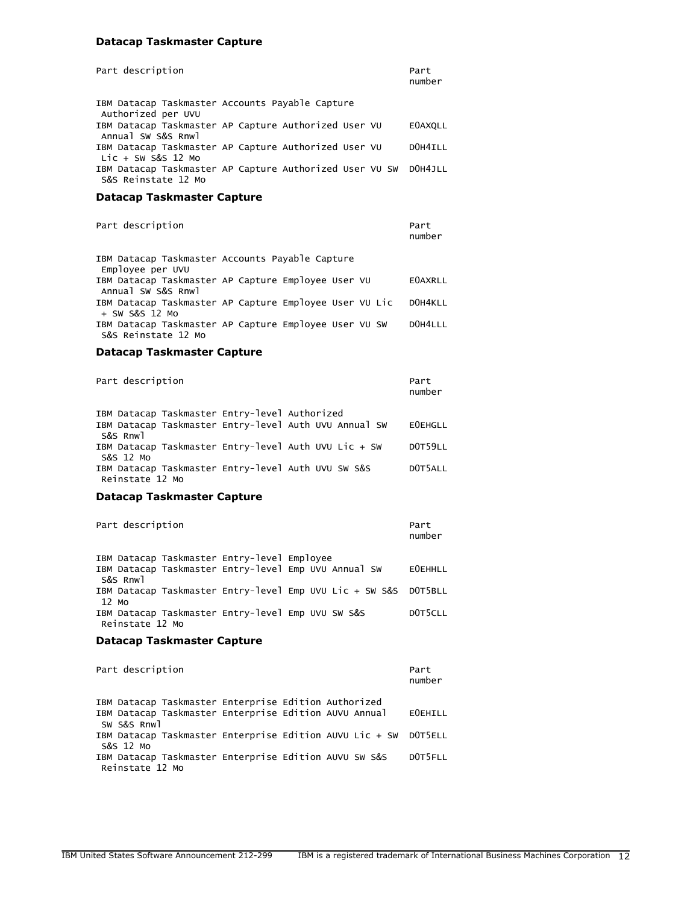### Datacap Taskmaster Capture

| Part description | Part number |
| --- | --- |
| IBM Datacap Taskmaster Accounts Payable Capture Authorized per UVU | |
| IBM Datacap Taskmaster AP Capture Authorized User VU Annual SW S&S Rnwl | E0AXQLL |
| IBM Datacap Taskmaster AP Capture Authorized User VU Lic + SW S&S 12 Mo | D0H4ILL |
| IBM Datacap Taskmaster AP Capture Authorized User VU SW S&S Reinstate 12 Mo | D0H4JLL |

### Datacap Taskmaster Capture

| Part description | Part number |
| --- | --- |
| IBM Datacap Taskmaster Accounts Payable Capture Employee per UVU | |
| IBM Datacap Taskmaster AP Capture Employee User VU Annual SW S&S Rnwl | E0AXRLL |
| IBM Datacap Taskmaster AP Capture Employee User VU Lic + SW S&S 12 Mo | D0H4KLL |
| IBM Datacap Taskmaster AP Capture Employee User VU SW S&S Reinstate 12 Mo | D0H4LLL |

### Datacap Taskmaster Capture

| Part description | Part number |
| --- | --- |
| IBM Datacap Taskmaster Entry-level Authorized | |
| IBM Datacap Taskmaster Entry-level Auth UVU Annual SW S&S Rnwl | E0EHGLL |
| IBM Datacap Taskmaster Entry-level Auth UVU Lic + SW S&S 12 Mo | D0T59LL |
| IBM Datacap Taskmaster Entry-level Auth UVU SW S&S Reinstate 12 Mo | D0T5ALL |

### Datacap Taskmaster Capture

| Part description | Part number |
| --- | --- |
| IBM Datacap Taskmaster Entry-level Employee | |
| IBM Datacap Taskmaster Entry-level Emp UVU Annual SW S&S Rnwl | E0EHHLL |
| IBM Datacap Taskmaster Entry-level Emp UVU Lic + SW S&S 12 Mo | D0T5BLL |
| IBM Datacap Taskmaster Entry-level Emp UVU SW S&S Reinstate 12 Mo | D0T5CLL |

### Datacap Taskmaster Capture

| Part description | Part number |
| --- | --- |
| IBM Datacap Taskmaster Enterprise Edition Authorized | |
| IBM Datacap Taskmaster Enterprise Edition AUVU Annual SW S&S Rnwl | E0EHILL |
| IBM Datacap Taskmaster Enterprise Edition AUVU Lic + SW S&S 12 Mo | D0T5ELL |
| IBM Datacap Taskmaster Enterprise Edition AUVU SW S&S Reinstate 12 Mo | D0T5FLL |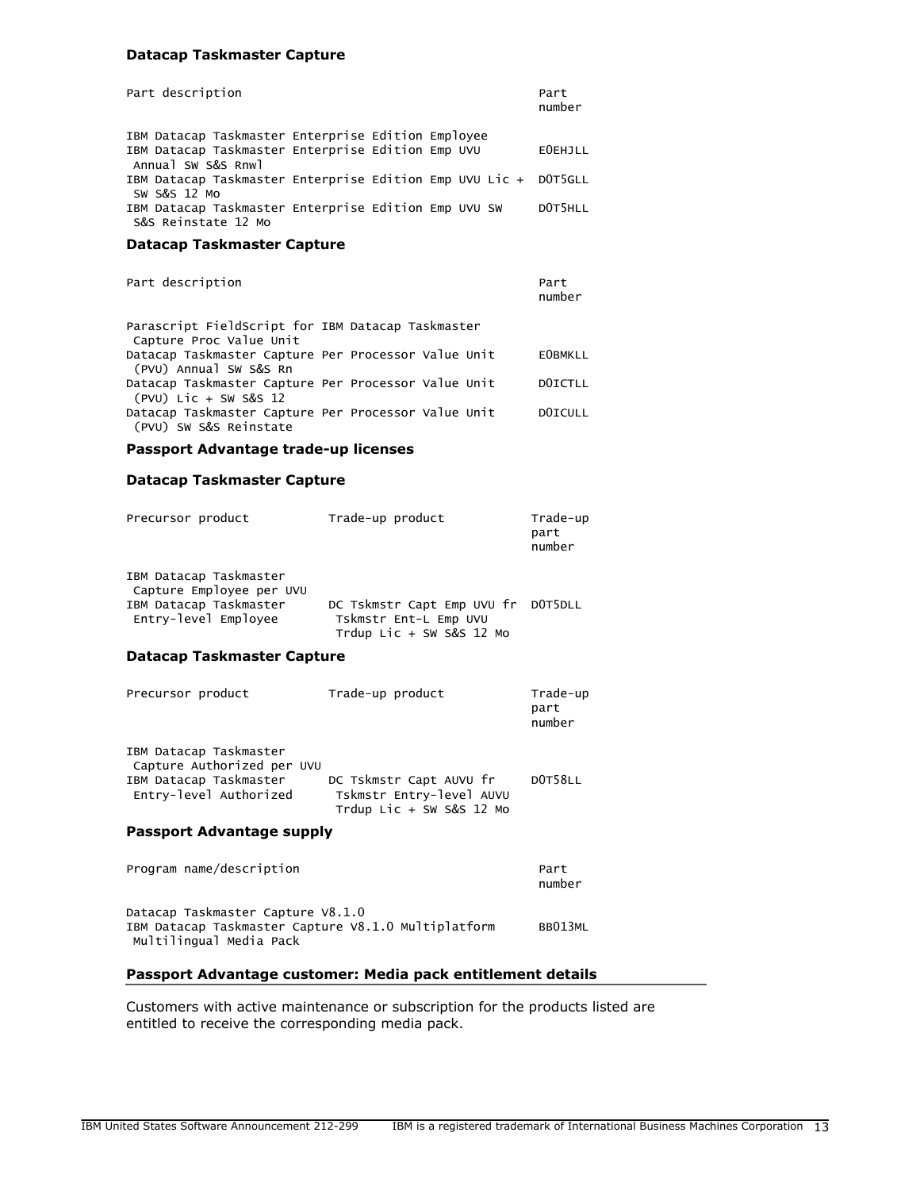### Datacap Taskmaster Capture

| Part description | Part number |
|---|---|
| IBM Datacap Taskmaster Enterprise Edition Employee | |
| IBM Datacap Taskmaster Enterprise Edition Emp UVU Annual SW S&S Rnwl | E0EHJLL |
| IBM Datacap Taskmaster Enterprise Edition Emp UVU Lic + SW S&S 12 Mo | D0T5GLL |
| IBM Datacap Taskmaster Enterprise Edition Emp UVU SW S&S Reinstate 12 Mo | D0T5HLL |

### Datacap Taskmaster Capture

| Part description | Part number |
|---|---|
| Parascript FieldScript for IBM Datacap Taskmaster Capture Proc Value Unit | |
| Datacap Taskmaster Capture Per Processor Value Unit (PVU) Annual SW S&S Rn | E0BMKLL |
| Datacap Taskmaster Capture Per Processor Value Unit (PVU) Lic + SW S&S 12 | D0ICTLL |
| Datacap Taskmaster Capture Per Processor Value Unit (PVU) SW S&S Reinstate | D0ICULL |

### Passport Advantage trade-up licenses

### Datacap Taskmaster Capture

| Precursor product | Trade-up product | Trade-up part number |
|---|---|---|
| IBM Datacap Taskmaster Capture Employee per UVU | | |
| IBM Datacap Taskmaster Entry-level Employee | DC Tskmstr Capt Emp UVU fr Tskmstr Ent-L Emp UVU Trdup Lic + SW S&S 12 Mo | D0T5DLL |

### Datacap Taskmaster Capture

| Precursor product | Trade-up product | Trade-up part number |
|---|---|---|
| IBM Datacap Taskmaster Capture Authorized per UVU | | |
| IBM Datacap Taskmaster Entry-level Authorized | DC Tskmstr Capt AUVU fr Tskmstr Entry-level AUVU Trdup Lic + SW S&S 12 Mo | D0T58LL |

### Passport Advantage supply

| Program name/description | Part number |
|---|---|
| Datacap Taskmaster Capture V8.1.0 | |
| IBM Datacap Taskmaster Capture V8.1.0 Multiplatform Multilingual Media Pack | BB013ML |

### Passport Advantage customer: Media pack entitlement details

Customers with active maintenance or subscription for the products listed are entitled to receive the corresponding media pack.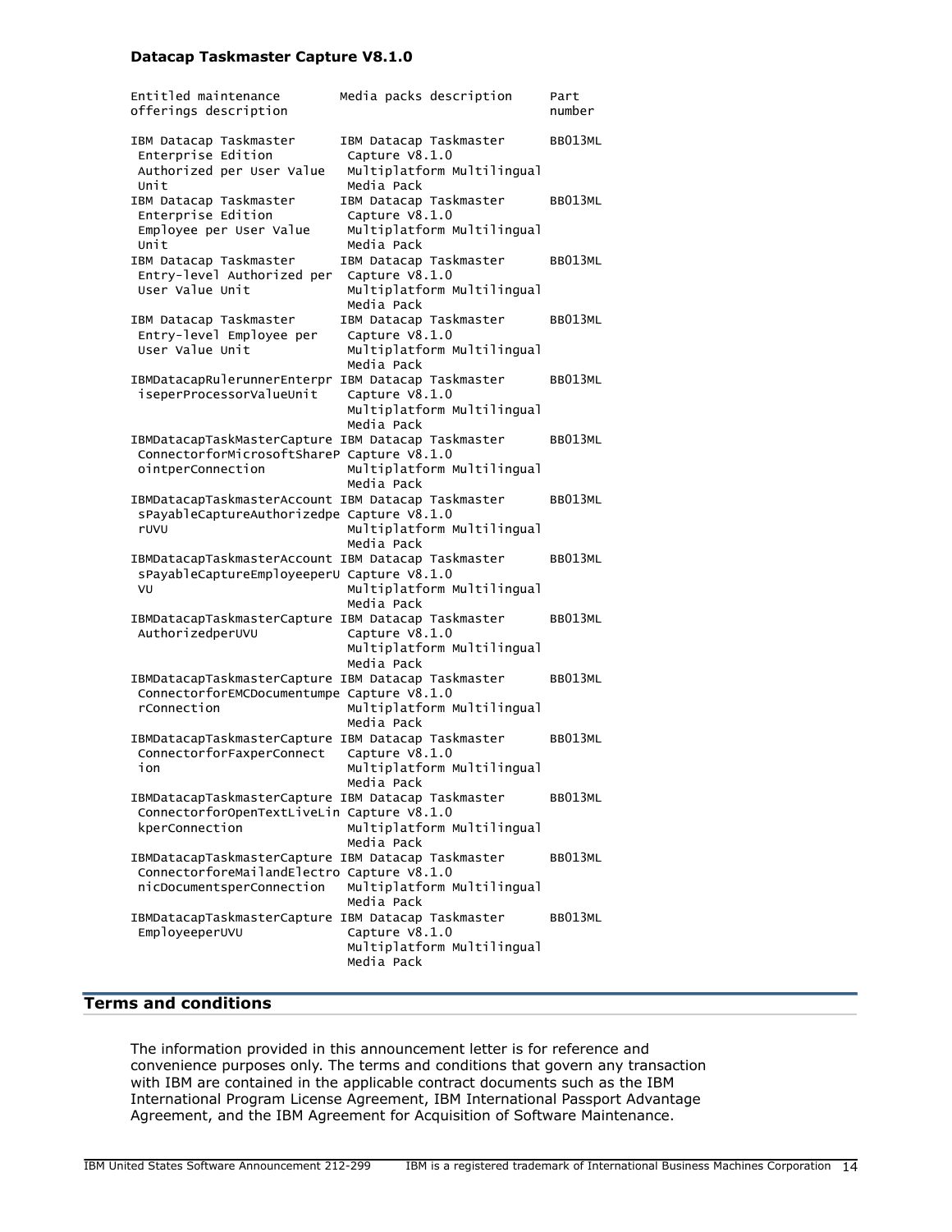**Datacap Taskmaster Capture V8.1.0**

| Entitled maintenance offerings description | Media packs description | Part number |
|---|---|---|
| IBM Datacap Taskmaster Enterprise Edition Authorized per User Value Unit | IBM Datacap Taskmaster Capture V8.1.0 Multiplatform Multilingual Media Pack | BB013ML |
| IBM Datacap Taskmaster Enterprise Edition Employee per User Value Unit | IBM Datacap Taskmaster Capture V8.1.0 Multiplatform Multilingual Media Pack | BB013ML |
| IBM Datacap Taskmaster Entry-level Authorized per User Value Unit | IBM Datacap Taskmaster Capture V8.1.0 Multiplatform Multilingual Media Pack | BB013ML |
| IBM Datacap Taskmaster Entry-level Employee per User Value Unit | IBM Datacap Taskmaster Capture V8.1.0 Multiplatform Multilingual Media Pack | BB013ML |
| IBMDatacapRulerunnerEnterpriseperProcessorValueUnit | IBM Datacap Taskmaster Capture V8.1.0 Multiplatform Multilingual Media Pack | BB013ML |
| IBMDatacapTaskMasterCaptureConnectorforMicrosoftSharePointperConnection | IBM Datacap Taskmaster Capture V8.1.0 Multiplatform Multilingual Media Pack | BB013ML |
| IBMDatacapTaskmasterAccountsPayableCaptureAuthorizedperUVU | IBM Datacap Taskmaster Capture V8.1.0 Multiplatform Multilingual Media Pack | BB013ML |
| IBMDatacapTaskmasterAccountsPayableCaptureEmployeeperUVU | IBM Datacap Taskmaster Capture V8.1.0 Multiplatform Multilingual Media Pack | BB013ML |
| IBMDatacapTaskmasterCaptureAuthorizedperUVU | IBM Datacap Taskmaster Capture V8.1.0 Multiplatform Multilingual Media Pack | BB013ML |
| IBMDatacapTaskmasterCaptureConnectorforEMCDocumentumperConnection | IBM Datacap Taskmaster Capture V8.1.0 Multiplatform Multilingual Media Pack | BB013ML |
| IBMDatacapTaskmasterCaptureConnectorforFaxperConnection | IBM Datacap Taskmaster Capture V8.1.0 Multiplatform Multilingual Media Pack | BB013ML |
| IBMDatacapTaskmasterCaptureConnectorforOpenTextLiveLinkperConnection | IBM Datacap Taskmaster Capture V8.1.0 Multiplatform Multilingual Media Pack | BB013ML |
| IBMDatacapTaskmasterCaptureConnectorforeMailandElectronicDocumentsperConnection | IBM Datacap Taskmaster Capture V8.1.0 Multiplatform Multilingual Media Pack | BB013ML |
| IBMDatacapTaskmasterCaptureEmployeeperUVU | IBM Datacap Taskmaster Capture V8.1.0 Multiplatform Multilingual Media Pack | BB013ML |

## Terms and conditions

The information provided in this announcement letter is for reference and convenience purposes only. The terms and conditions that govern any transaction with IBM are contained in the applicable contract documents such as the IBM International Program License Agreement, IBM International Passport Advantage Agreement, and the IBM Agreement for Acquisition of Software Maintenance.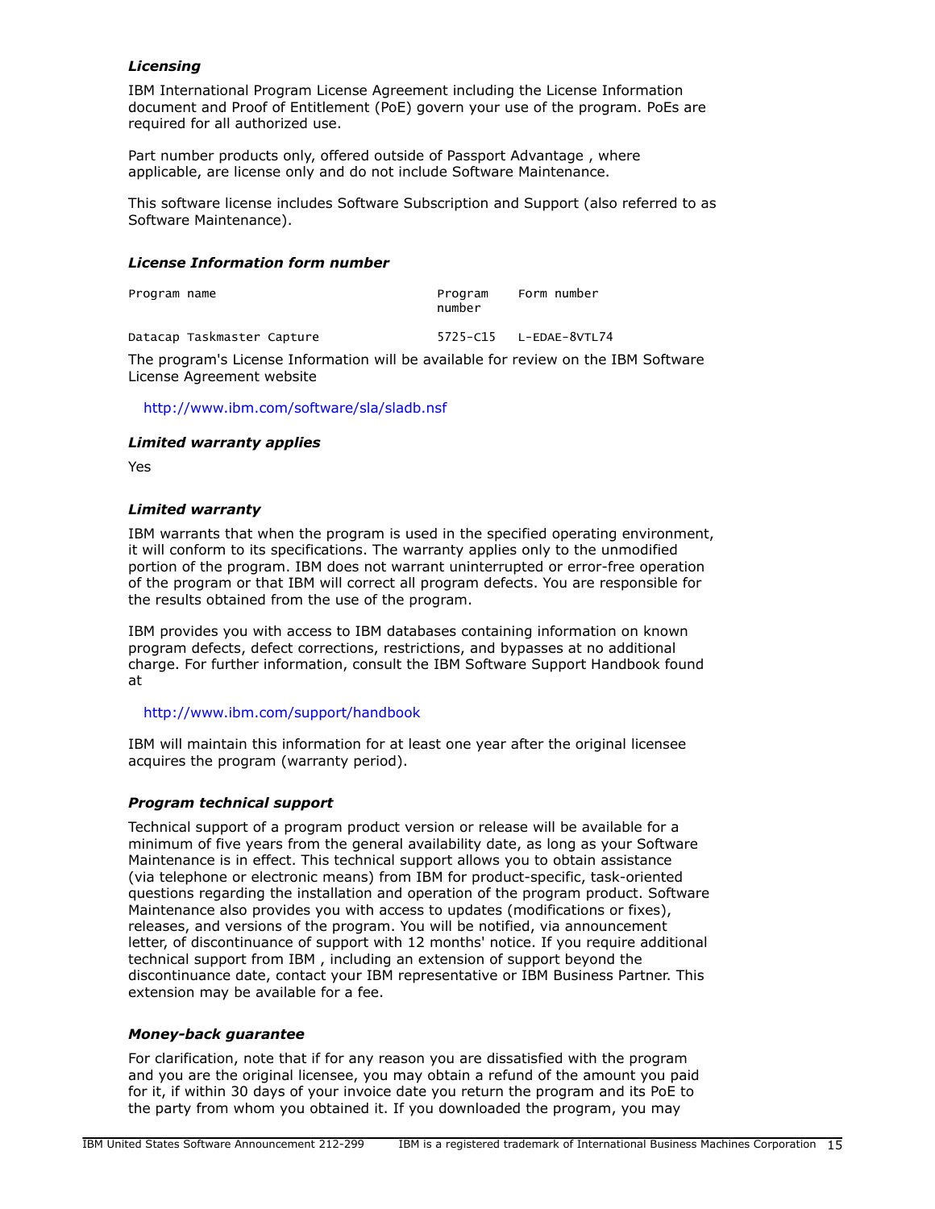### *Licensing*

IBM International Program License Agreement including the License Information document and Proof of Entitlement (PoE) govern your use of the program. PoEs are required for all authorized use.

Part number products only, offered outside of Passport Advantage , where applicable, are license only and do not include Software Maintenance.

This software license includes Software Subscription and Support (also referred to as Software Maintenance).

### *License Information form number*

| Program name | Program number | Form number |
| --- | --- | --- |
| Datacap Taskmaster Capture | 5725-C15 | L-EDAE-8VTL74 |

The program's License Information will be available for review on the IBM Software License Agreement website

http://www.ibm.com/software/sla/sladb.nsf

### *Limited warranty applies*

Yes

### *Limited warranty*

IBM warrants that when the program is used in the specified operating environment, it will conform to its specifications. The warranty applies only to the unmodified portion of the program. IBM does not warrant uninterrupted or error-free operation of the program or that IBM will correct all program defects. You are responsible for the results obtained from the use of the program.

IBM provides you with access to IBM databases containing information on known program defects, defect corrections, restrictions, and bypasses at no additional charge. For further information, consult the IBM Software Support Handbook found at

http://www.ibm.com/support/handbook

IBM will maintain this information for at least one year after the original licensee acquires the program (warranty period).

### *Program technical support*

Technical support of a program product version or release will be available for a minimum of five years from the general availability date, as long as your Software Maintenance is in effect. This technical support allows you to obtain assistance (via telephone or electronic means) from IBM for product-specific, task-oriented questions regarding the installation and operation of the program product. Software Maintenance also provides you with access to updates (modifications or fixes), releases, and versions of the program. You will be notified, via announcement letter, of discontinuance of support with 12 months' notice. If you require additional technical support from IBM , including an extension of support beyond the discontinuance date, contact your IBM representative or IBM Business Partner. This extension may be available for a fee.

### *Money-back guarantee*

For clarification, note that if for any reason you are dissatisfied with the program and you are the original licensee, you may obtain a refund of the amount you paid for it, if within 30 days of your invoice date you return the program and its PoE to the party from whom you obtained it. If you downloaded the program, you may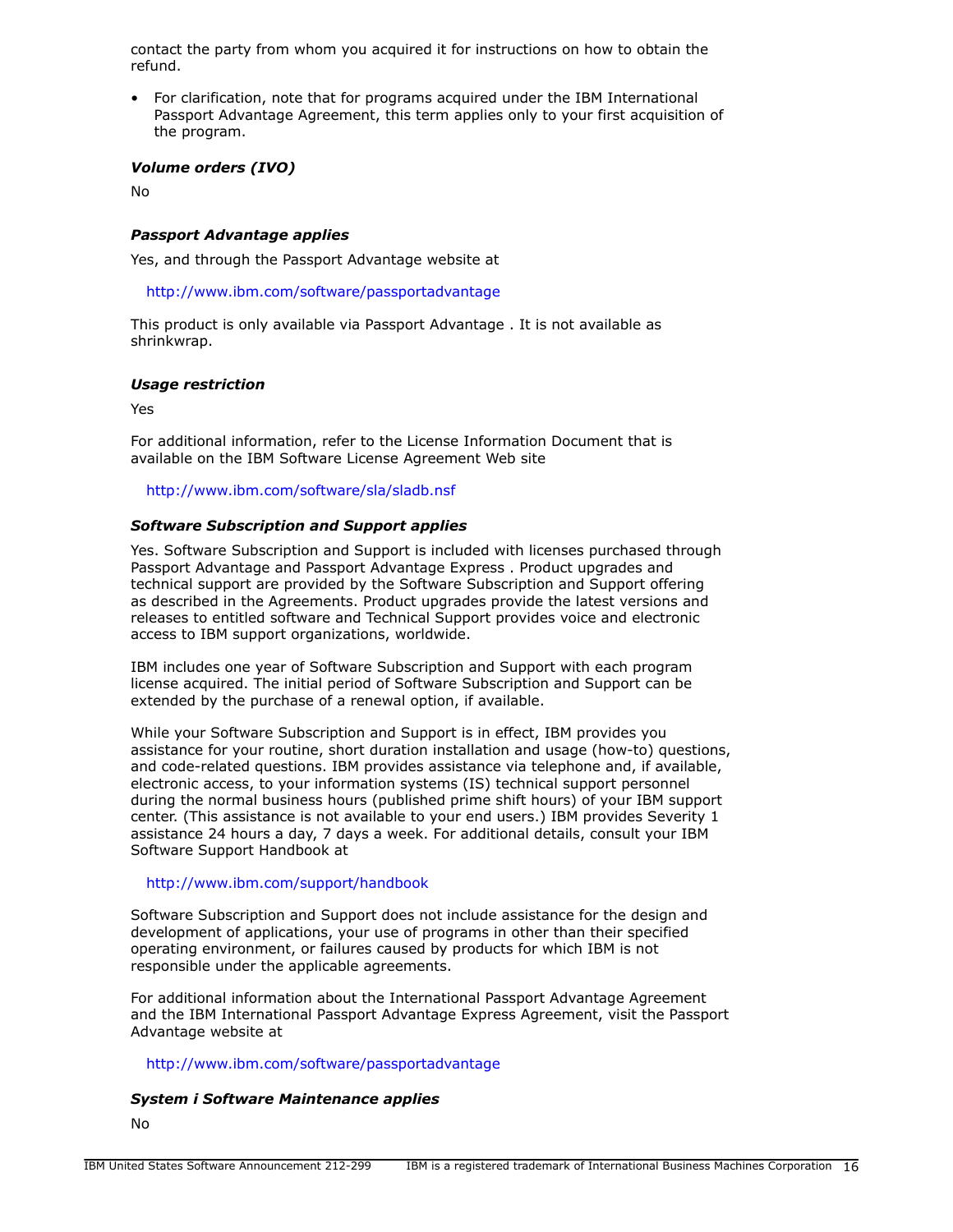contact the party from whom you acquired it for instructions on how to obtain the refund.

- For clarification, note that for programs acquired under the IBM International Passport Advantage Agreement, this term applies only to your first acquisition of the program.

### *Volume orders (IVO)*

No

### *Passport Advantage applies*

Yes, and through the Passport Advantage website at

http://www.ibm.com/software/passportadvantage

This product is only available via Passport Advantage . It is not available as shrinkwrap.

### *Usage restriction*

Yes

For additional information, refer to the License Information Document that is available on the IBM Software License Agreement Web site

http://www.ibm.com/software/sla/sladb.nsf

### *Software Subscription and Support applies*

Yes. Software Subscription and Support is included with licenses purchased through Passport Advantage and Passport Advantage Express . Product upgrades and technical support are provided by the Software Subscription and Support offering as described in the Agreements. Product upgrades provide the latest versions and releases to entitled software and Technical Support provides voice and electronic access to IBM support organizations, worldwide.

IBM includes one year of Software Subscription and Support with each program license acquired. The initial period of Software Subscription and Support can be extended by the purchase of a renewal option, if available.

While your Software Subscription and Support is in effect, IBM provides you assistance for your routine, short duration installation and usage (how-to) questions, and code-related questions. IBM provides assistance via telephone and, if available, electronic access, to your information systems (IS) technical support personnel during the normal business hours (published prime shift hours) of your IBM support center. (This assistance is not available to your end users.) IBM provides Severity 1 assistance 24 hours a day, 7 days a week. For additional details, consult your IBM Software Support Handbook at

http://www.ibm.com/support/handbook

Software Subscription and Support does not include assistance for the design and development of applications, your use of programs in other than their specified operating environment, or failures caused by products for which IBM is not responsible under the applicable agreements.

For additional information about the International Passport Advantage Agreement and the IBM International Passport Advantage Express Agreement, visit the Passport Advantage website at

http://www.ibm.com/software/passportadvantage

### *System i Software Maintenance applies*

No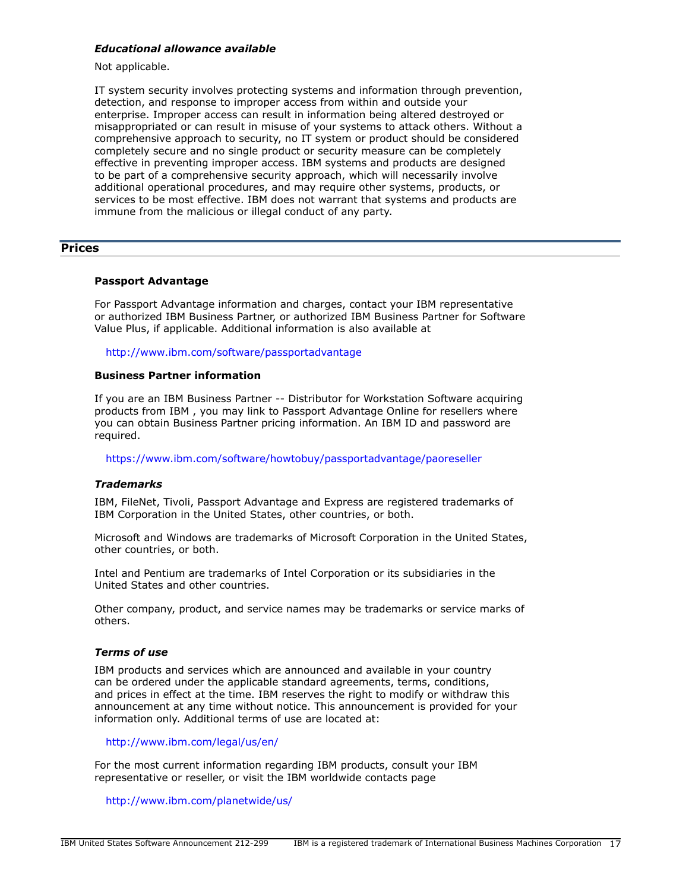***Educational allowance available***

Not applicable.

IT system security involves protecting systems and information through prevention, detection, and response to improper access from within and outside your enterprise. Improper access can result in information being altered destroyed or misappropriated or can result in misuse of your systems to attack others. Without a comprehensive approach to security, no IT system or product should be considered completely secure and no single product or security measure can be completely effective in preventing improper access. IBM systems and products are designed to be part of a comprehensive security approach, which will necessarily involve additional operational procedures, and may require other systems, products, or services to be most effective. IBM does not warrant that systems and products are immune from the malicious or illegal conduct of any party.

## Prices

**Passport Advantage**

For Passport Advantage information and charges, contact your IBM representative or authorized IBM Business Partner, or authorized IBM Business Partner for Software Value Plus, if applicable. Additional information is also available at

http://www.ibm.com/software/passportadvantage

**Business Partner information**

If you are an IBM Business Partner -- Distributor for Workstation Software acquiring products from IBM , you may link to Passport Advantage Online for resellers where you can obtain Business Partner pricing information. An IBM ID and password are required.

https://www.ibm.com/software/howtobuy/passportadvantage/paoreseller

***Trademarks***

IBM, FileNet, Tivoli, Passport Advantage and Express are registered trademarks of IBM Corporation in the United States, other countries, or both.

Microsoft and Windows are trademarks of Microsoft Corporation in the United States, other countries, or both.

Intel and Pentium are trademarks of Intel Corporation or its subsidiaries in the United States and other countries.

Other company, product, and service names may be trademarks or service marks of others.

***Terms of use***

IBM products and services which are announced and available in your country can be ordered under the applicable standard agreements, terms, conditions, and prices in effect at the time. IBM reserves the right to modify or withdraw this announcement at any time without notice. This announcement is provided for your information only. Additional terms of use are located at:

http://www.ibm.com/legal/us/en/

For the most current information regarding IBM products, consult your IBM representative or reseller, or visit the IBM worldwide contacts page

http://www.ibm.com/planetwide/us/